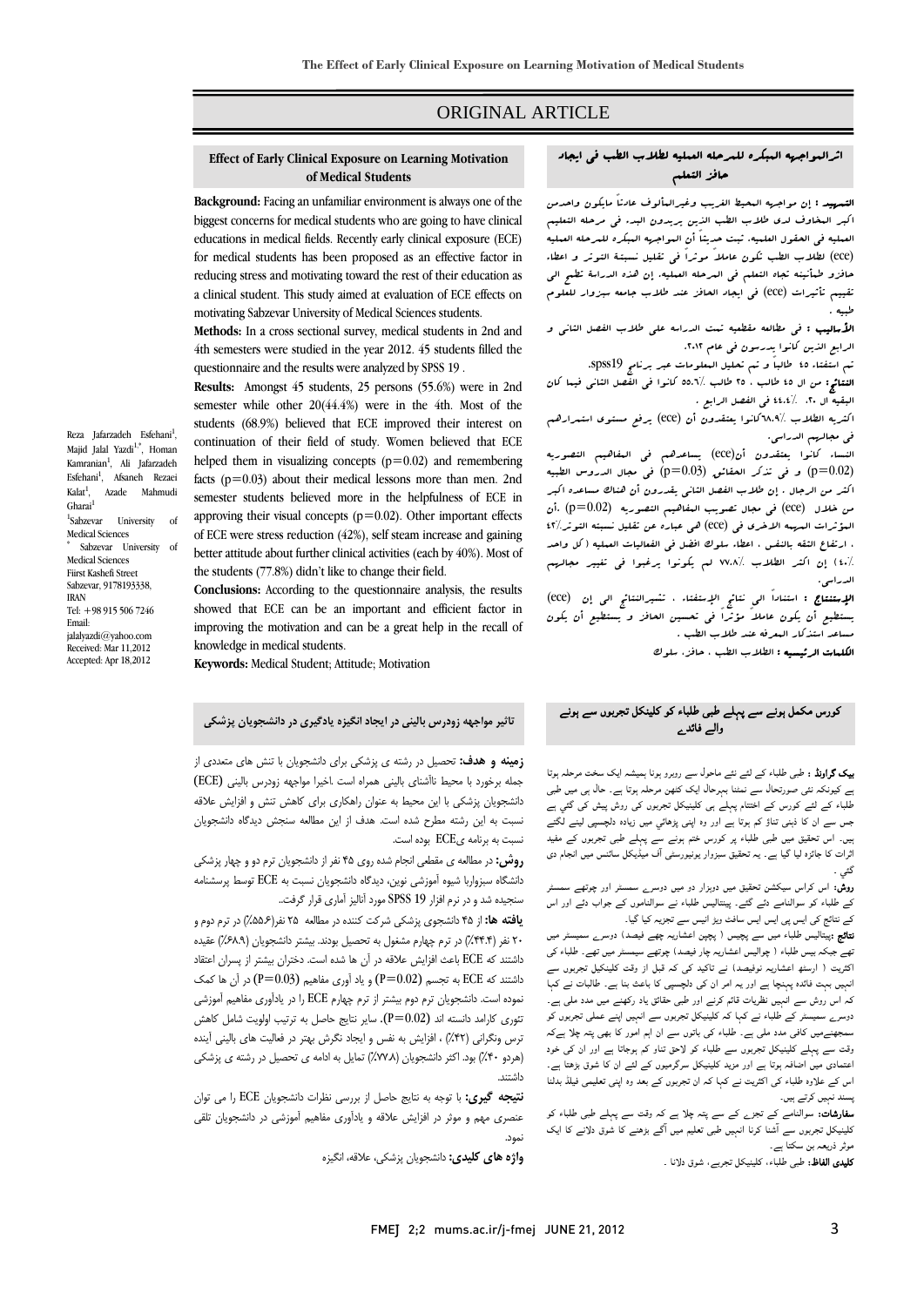ORIGINAL ARTICLE

# Effect of Early Clinical Exposure on Learning Motivation of Medical Students

Reza Jafarzadeh Esfehani[1], Majid Jalal Yazdi[1,*], Homan Kamranian[1], Ali Jafarzadeh Esfehani[1], Afsaneh Rezaei Kalat[1], Azade Mahmudi Gharai[1]

[1]Sabzevar University of Medical Sciences

* Sabzevar University of Medical Sciences
Fiirst Kashefi Street
Sabzevar, 9178193338, IRAN
Tel: +98 915 506 7246
Email: jalalyazdi@yahoo.com
Received: Mar 11,2012
Accepted: Apr 18,2012

**Background:** Facing an unfamiliar environment is always one of the biggest concerns for medical students who are going to have clinical educations in medical fields. Recently early clinical exposure (ECE) for medical students has been proposed as an effective factor in reducing stress and motivating toward the rest of their education as a clinical student. This study aimed at evaluation of ECE effects on motivating Sabzevar University of Medical Sciences students.

**Methods:** In a cross sectional survey, medical students in 2nd and 4th semesters were studied in the year 2012. 45 students filled the questionnaire and the results were analyzed by SPSS 19 .

**Results:** Amongst 45 students, 25 persons (55.6%) were in 2nd semester while other 20(44.4%) were in the 4th. Most of the students (68.9%) believed that ECE improved their interest on continuation of their field of study. Women believed that ECE helped them in visualizing concepts (p=0.02) and remembering facts (p=0.03) about their medical lessons more than men. 2nd semester students believed more in the helpfulness of ECE in approving their visual concepts (p=0.02). Other important effects of ECE were stress reduction (42%), self steam increase and gaining better attitude about further clinical activities (each by 40%). Most of the students (77.8%) didn't like to change their field.

**Conclusions:** According to the questionnaire analysis, the results showed that ECE can be an important and efficient factor in improving the motivation and can be a great help in the recall of knowledge in medical students.

**Keywords:** Medical Student; Attitude; Motivation

# اثرالمواجهه المبکره للمرحله العمليه لطلاب الطب فی ايجاد حافز التعلم

**التمهيد :** إن مواجهه المحيط الغريب وغيرالمألوف عادتاً مايکون واحدمن اکبر المخاوف لدی طلاب الطب الذين يريدون البدء فی مرحله التعليم العمليه فی الحقول العلميه. ثبت حديثاً أن المواجهه المبکره للمرحله العمليه (ece) لطلاب الطب تکون عاملاً موثراً فی تقليل نسبته التوتر و اعطاء حافزو طمأنينه تجاه التعلم فی المرحله العمليه. إن هذه الدراسة تطمح الی تقييم تأثيرات (ece) فی ايجاد الحافز عند طلاب جامعه سبزوار للعلوم طبيه .

**الأساليب :** فی مطالعه مقطعيه تمت الدراسه علی طلاب الفصل الثانی و الرابع الذين کانوا يدرسون فی عام ٢٠١٢.
تم استفتاء ٤٥ طالباً و تم تحليل المعلومات عبر برنامج spss19.

**النتائج :** من ال ٤٥ طالب ، ٢٥ طالب ٥٥.٦٪ کانوا فی الفصل الثانی فيما کان البقيه ال ٢٠، ٤٤.٤٪ فی الفصل الرابع .
اکثريه الطلاب ٦٨.٩٪کانوا يعتقدون أن (ece) يرفع مستوی استمرارهم فی مجالهم الدراسی.
النساء کانوا يعتقدون أن(ece) يساعدهم فی المفاهيم التصويريه (p=0.02) و فی تذکر الحقائق (p=0.03) فی مجال الدروس الطبيه اکثر من الرجال . إن طلاب الفصل الثانی يقدرون أن هناک مساعده اکبر من خلال (ece) فی مجال تصويب المفاهيم التصويريه (p=0.02) .أن الموثرات المهمه الاخری فی (ece) هی عباره عن تقليل نسبته التوتر٤٢٪ ، ارتفاع الثقه بالنفس ، اعطاء سلوک افضل فی الفعاليات العمليه ( کل واحد ٤٠٪) إن اکثر الطلاب ٧٧.٨٪ لم يکونوا يرغبوا فی تغيير مجالهم الدراسی.

**الإستنتاج :** استناداً الی نتائج الإستفتاء ، تشيرالنتائج الی إن (ece) يستطيع أن يکون عاملاً موثراً فی تحسين الحافز و يستطيع أن يکون مساعد استذکار المعرفه عند طلاب الطب .

**الکلمات الرئيسيه :** الطلاب الطب ، حافز، سلوک

# تاثير مواجهه زودرس بالينی در ايجاد انگيزه يادگيری در دانشجويان پزشکی

**زمينه و هدف:** تحصيل در رشته ی پزشکی برای دانشجويان با تنش های متعددی از جمله برخورد با محيط ناآشنای بالينی همراه است .اخيرا مواجهه زودرس بالينی (ECE) دانشجويان پزشکی با اين محيط به عنوان راهکاری برای کاهش تنش و افزايش علاقه نسبت به اين رشته مطرح شده است. هدف از اين مطالعه سنجش ديدگاه دانشجويان نسبت به برنامه یECE بوده است.

**روش:** در مطالعه ی مقطعی انجام شده روی ۴۵ نفر از دانشجويان ترم دو و چهار پزشکی دانشگاه سبزواربا شيوه آموزشی نوين، ديدگاه دانشجويان نسبت به ECE توسط پرسشنامه سنجيده شد و در نرم افزار SPSS 19 مورد آناليز آماری قرار گرفت.

**يافته ها:** از ۴۵ دانشجوی پزشکی شرکت کننده در مطالعه ۲۵ نفر(۵۵.۶٪) در ترم دوم و ۲۰ نفر (۴۴.۴٪) در ترم چهارم مشغول به تحصيل بودند. بيشتر دانشجويان (۶۸.۹٪) عقيده داشتند که ECE باعث افزايش علاقه در آن ها شده است. دختران بيشتر از پسران اعتقاد داشتند که ECE به تجسم (P=0.02) و ياد آوری مفاهيم (P=0.03) در آن ها کمک نموده است. دانشجويان ترم دوم بيشتر از ترم چهارم ECE را در يادآوری مفاهيم آموزشی تئوری کارامد دانسته اند (P=0.02). ساير نتايج حاصل به ترتيب اولويت شامل کاهش ترس ونگرانی (۴۲٪) ، افزايش به نفس و ايجاد نگرش بهتر در فعاليت های بالينی آينده (هردو ۴۰٪) بود. اکثر دانشجويان (۷۷.۸٪) تمايل به ادامه ی تحصيل در رشته ی پزشکی داشتند.

**نتيجه گيری:** با توجه به نتايج حاصل از بررسی نظرات دانشجويان ECE را می توان عنصری مهم و موثر در افزايش علاقه و يادآوری مفاهيم آموزشی در دانشجويان تلقی نمود.

**واژه های کليدی:** دانشجويان پزشکی، علاقه، انگيزه

# کورس مکمل ہونے سے پہلے طبی طلباء کو کلینکل تجربوں سے ہونے والے فائدے

**بیک گراونڈ :** طبی طلباء کے لئے نئے ماحول سے روبرو ہونا ہمیشہ ایک سخت مرحلہ ہوتا ہے کیونکہ نئی صورتحال سے نمٹنا بہرحال ایک کٹھن مرحلہ ہوتا ہے۔ حال ہی میں طبی طلباء کے لئے کورس کے اختتام پہلے ہی کلینیکل تجربوں کی روش پیش کی گئي ہے جس سے ان کا ذہنی تناؤ کم ہوتا ہے اور وہ اپنی پڑھائي میں زیادہ دلچسپی لینے لگتے ہیں۔ اس تحقیق میں طبی طلباء پر کورس ختم ہونے سے پہلے طبی تجربوں کے مفید اثرات کا جائزہ لیا گيا ہے۔ یہ تحقیق سبزوار یونیورسٹی آف میڈیکل سائنس میں انجام دی گئي ۔

**روش:** اس کراس سیکشن تحقیق میں دوہزار دو میں دوسرے سمسٹر اور چوتھے سمسٹر کے طلباء کو سوالنامے دئے گئے۔ پینتالیس طلباء نے سوالناموں کے جواب دئے اور اس کے نتائج کی ایس پی ایس ایس سافٹ ویئر انیس سے تجزیہ کیا گيا۔

**نتائج :**پینتالیس طلباء میں سے پچیس ( پچپن اعشاریہ چھے فیصد) دوسرے سمسٹر میں تھے جبکہ بیس طلباء ( چوالیس اعشاریہ چار فیصد) چوتھے سیمسٹر میں تھے۔ طلباء کی اکثریت ( ارسٹھ اعشاریہ نوفیصد) نے تاکید کی کہ قبل از وقت کلینیکل تجربوں سے انہیں بہت فائدہ پہنچا ہے اور یہ امر ان کی دلچسپی کا باعث بنا ہے۔ طالبات نے کہا کہ اس روش سے انہیں نظریات قائم کرنے اور طبی حقائق یاد رکھنے میں مدد ملی ہے۔ دوسرے سیمسٹر کے طلباء نے کہا کہ کلینیکل تجربوں سے انہیں اپنے عملی تجربوں کو سمجھنےمیں کافی مدد ملی ہے۔ طلباء کی باتوں سے ان اہم امور کا بھی پتہ چلا ہےکہ وقت سے پہلے کلینیکل تجربوں سے طلباء کو لاحق تناؤ کم ہوجاتا ہے اور ان کی خود اعتمادی میں اضافہ ہوتا ہے اور مزید کلینیکل سرگرمیوں کے لئے ان کا شوق بڑھتا ہے۔ اس کے علاوہ طلباء کی اکثریت نے کہا کہ ان تجربوں کے بعد وہ اپنی تعلیمی فیلڈ بدلنا پسند نہیں کرتے ہیں۔

**سفارشات:** سوالنامے کے تجزیے سے یہ پتہ چلا ہے کہ وقت سے پہلے طبی طلباء کو کلینیکل تجربوں سے آشنا کرنا انہیں طبی تعلیم میں آگے بڑھنے کا شوق دلانے کا ایک موثر ذریعہ بن سکتا ہے۔

**کلیدی الفاظ:** طبی طلباء، کلینیکل تجربے، شوق دلانا ۔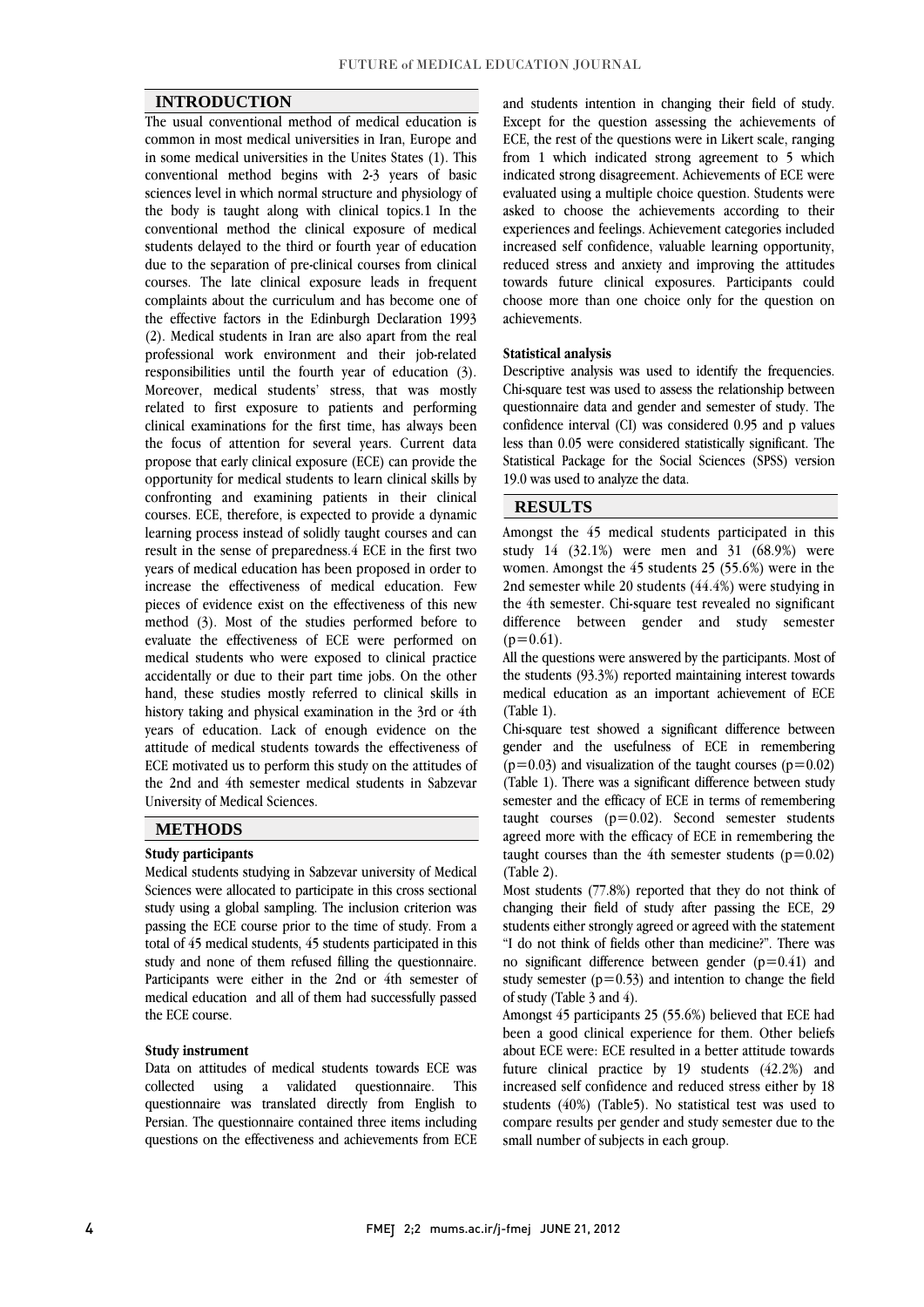## INTRODUCTION

The usual conventional method of medical education is common in most medical universities in Iran, Europe and in some medical universities in the Unites States (1). This conventional method begins with 2-3 years of basic sciences level in which normal structure and physiology of the body is taught along with clinical topics.1 In the conventional method the clinical exposure of medical students delayed to the third or fourth year of education due to the separation of pre-clinical courses from clinical courses. The late clinical exposure leads in frequent complaints about the curriculum and has become one of the effective factors in the Edinburgh Declaration 1993 (2). Medical students in Iran are also apart from the real professional work environment and their job-related responsibilities until the fourth year of education (3). Moreover, medical students' stress, that was mostly related to first exposure to patients and performing clinical examinations for the first time, has always been the focus of attention for several years. Current data propose that early clinical exposure (ECE) can provide the opportunity for medical students to learn clinical skills by confronting and examining patients in their clinical courses. ECE, therefore, is expected to provide a dynamic learning process instead of solidly taught courses and can result in the sense of preparedness.4 ECE in the first two years of medical education has been proposed in order to increase the effectiveness of medical education. Few pieces of evidence exist on the effectiveness of this new method (3). Most of the studies performed before to evaluate the effectiveness of ECE were performed on medical students who were exposed to clinical practice accidentally or due to their part time jobs. On the other hand, these studies mostly referred to clinical skills in history taking and physical examination in the 3rd or 4th years of education. Lack of enough evidence on the attitude of medical students towards the effectiveness of ECE motivated us to perform this study on the attitudes of the 2nd and 4th semester medical students in Sabzevar University of Medical Sciences.

## METHODS

### Study participants

Medical students studying in Sabzevar university of Medical Sciences were allocated to participate in this cross sectional study using a global sampling. The inclusion criterion was passing the ECE course prior to the time of study. From a total of 45 medical students, 45 students participated in this study and none of them refused filling the questionnaire. Participants were either in the 2nd or 4th semester of medical education and all of them had successfully passed the ECE course.

### Study instrument

Data on attitudes of medical students towards ECE was collected using a validated questionnaire. This questionnaire was translated directly from English to Persian. The questionnaire contained three items including questions on the effectiveness and achievements from ECE and students intention in changing their field of study. Except for the question assessing the achievements of ECE, the rest of the questions were in Likert scale, ranging from 1 which indicated strong agreement to 5 which indicated strong disagreement. Achievements of ECE were evaluated using a multiple choice question. Students were asked to choose the achievements according to their experiences and feelings. Achievement categories included increased self confidence, valuable learning opportunity, reduced stress and anxiety and improving the attitudes towards future clinical exposures. Participants could choose more than one choice only for the question on achievements.

### Statistical analysis

Descriptive analysis was used to identify the frequencies. Chi-square test was used to assess the relationship between questionnaire data and gender and semester of study. The confidence interval (CI) was considered 0.95 and p values less than 0.05 were considered statistically significant. The Statistical Package for the Social Sciences (SPSS) version 19.0 was used to analyze the data.

## RESULTS

Amongst the 45 medical students participated in this study 14 (32.1%) were men and 31 (68.9%) were women. Amongst the 45 students 25 (55.6%) were in the 2nd semester while 20 students (44.4%) were studying in the 4th semester. Chi-square test revealed no significant difference between gender and study semester ($p=0.61$).

All the questions were answered by the participants. Most of the students (93.3%) reported maintaining interest towards medical education as an important achievement of ECE (Table 1).

Chi-square test showed a significant difference between gender and the usefulness of ECE in remembering ($p=0.03$) and visualization of the taught courses ($p=0.02$) (Table 1). There was a significant difference between study semester and the efficacy of ECE in terms of remembering taught courses ($p=0.02$). Second semester students agreed more with the efficacy of ECE in remembering the taught courses than the 4th semester students ($p=0.02$) (Table 2).

Most students (77.8%) reported that they do not think of changing their field of study after passing the ECE, 29 students either strongly agreed or agreed with the statement "I do not think of fields other than medicine?". There was no significant difference between gender ($p=0.41$) and study semester ($p=0.53$) and intention to change the field of study (Table 3 and 4).

Amongst 45 participants 25 (55.6%) believed that ECE had been a good clinical experience for them. Other beliefs about ECE were: ECE resulted in a better attitude towards future clinical practice by 19 students (42.2%) and increased self confidence and reduced stress either by 18 students (40%) (Table5). No statistical test was used to compare results per gender and study semester due to the small number of subjects in each group.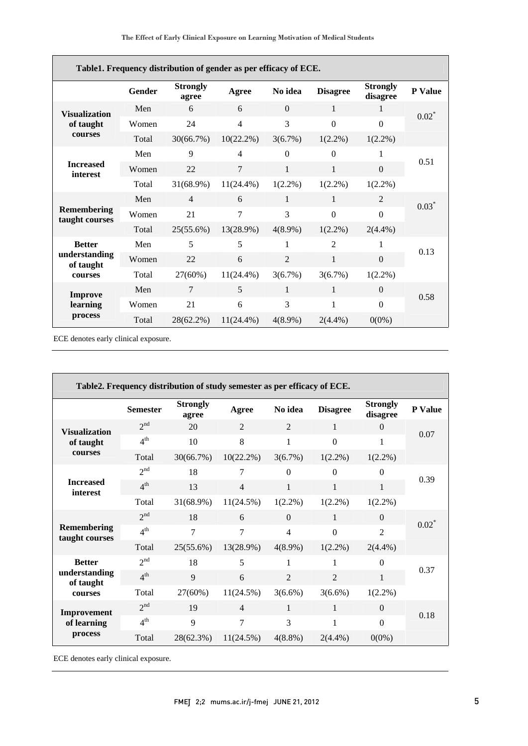**Table1. Frequency distribution of gender as per efficacy of ECE.**

| | Gender | Strongly agree | Agree | No idea | Disagree | Strongly disagree | P Value |
|---|---|---|---|---|---|---|---|
| Visualization of taught courses | Men | 6 | 6 | 0 | 1 | 1 | 0.02* |
| | Women | 24 | 4 | 3 | 0 | 0 | |
| | Total | 30(66.7%) | 10(22.2%) | 3(6.7%) | 1(2.2%) | 1(2.2%) | |
| Increased interest | Men | 9 | 4 | 0 | 0 | 1 | 0.51 |
| | Women | 22 | 7 | 1 | 1 | 0 | |
| | Total | 31(68.9%) | 11(24.4%) | 1(2.2%) | 1(2.2%) | 1(2.2%) | |
| Remembering taught courses | Men | 4 | 6 | 1 | 1 | 2 | 0.03* |
| | Women | 21 | 7 | 3 | 0 | 0 | |
| | Total | 25(55.6%) | 13(28.9%) | 4(8.9%) | 1(2.2%) | 2(4.4%) | |
| Better understanding of taught courses | Men | 5 | 5 | 1 | 2 | 1 | 0.13 |
| | Women | 22 | 6 | 2 | 1 | 0 | |
| | Total | 27(60%) | 11(24.4%) | 3(6.7%) | 3(6.7%) | 1(2.2%) | |
| Improve learning process | Men | 7 | 5 | 1 | 1 | 0 | 0.58 |
| | Women | 21 | 6 | 3 | 1 | 0 | |
| | Total | 28(62.2%) | 11(24.4%) | 4(8.9%) | 2(4.4%) | 0(0%) | |

ECE denotes early clinical exposure.

**Table2. Frequency distribution of study semester as per efficacy of ECE.**

| | Semester | Strongly agree | Agree | No idea | Disagree | Strongly disagree | P Value |
|---|---|---|---|---|---|---|---|
| Visualization of taught courses | 2nd | 20 | 2 | 2 | 1 | 0 | 0.07 |
| | 4th | 10 | 8 | 1 | 0 | 1 | |
| | Total | 30(66.7%) | 10(22.2%) | 3(6.7%) | 1(2.2%) | 1(2.2%) | |
| Increased interest | 2nd | 18 | 7 | 0 | 0 | 0 | 0.39 |
| | 4th | 13 | 4 | 1 | 1 | 1 | |
| | Total | 31(68.9%) | 11(24.5%) | 1(2.2%) | 1(2.2%) | 1(2.2%) | |
| Remembering taught courses | 2nd | 18 | 6 | 0 | 1 | 0 | 0.02* |
| | 4th | 7 | 7 | 4 | 0 | 2 | |
| | Total | 25(55.6%) | 13(28.9%) | 4(8.9%) | 1(2.2%) | 2(4.4%) | |
| Better understanding of taught courses | 2nd | 18 | 5 | 1 | 1 | 0 | 0.37 |
| | 4th | 9 | 6 | 2 | 2 | 1 | |
| | Total | 27(60%) | 11(24.5%) | 3(6.6%) | 3(6.6%) | 1(2.2%) | |
| Improvement of learning process | 2nd | 19 | 4 | 1 | 1 | 0 | 0.18 |
| | 4th | 9 | 7 | 3 | 1 | 0 | |
| | Total | 28(62.3%) | 11(24.5%) | 4(8.8%) | 2(4.4%) | 0(0%) | |

ECE denotes early clinical exposure.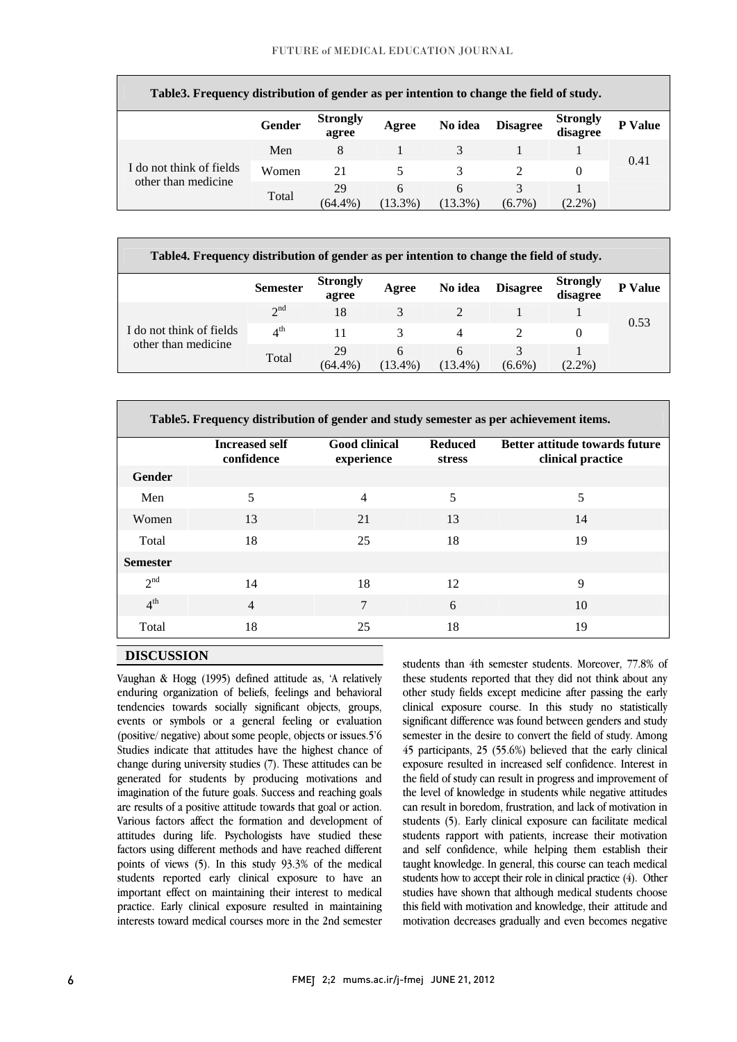**Table3. Frequency distribution of gender as per intention to change the field of study.**

| | Gender | Strongly agree | Agree | No idea | Disagree | Strongly disagree | P Value |
|---|---|---|---|---|---|---|---|
| I do not think of fields other than medicine | Men | 8 | 1 | 3 | 1 | 1 | 0.41 |
| | Women | 21 | 5 | 3 | 2 | 0 | |
| | Total | 29 (64.4%) | 6 (13.3%) | 6 (13.3%) | 3 (6.7%) | 1 (2.2%) | |

**Table4. Frequency distribution of gender as per intention to change the field of study.**

| | Semester | Strongly agree | Agree | No idea | Disagree | Strongly disagree | P Value |
|---|---|---|---|---|---|---|---|
| I do not think of fields other than medicine | 2nd | 18 | 3 | 2 | 1 | 1 | 0.53 |
| | 4th | 11 | 3 | 4 | 2 | 0 | |
| | Total | 29 (64.4%) | 6 (13.4%) | 6 (13.4%) | 3 (6.6%) | 1 (2.2%) | |

**Table5. Frequency distribution of gender and study semester as per achievement items.**

| | Increased self confidence | Good clinical experience | Reduced stress | Better attitude towards future clinical practice |
|---|---|---|---|---|
| **Gender** | | | | |
| Men | 5 | 4 | 5 | 5 |
| Women | 13 | 21 | 13 | 14 |
| Total | 18 | 25 | 18 | 19 |
| **Semester** | | | | |
| 2nd | 14 | 18 | 12 | 9 |
| 4th | 4 | 7 | 6 | 10 |
| Total | 18 | 25 | 18 | 19 |

## DISCUSSION

Vaughan & Hogg (1995) defined attitude as, 'A relatively enduring organization of beliefs, feelings and behavioral tendencies towards socially significant objects, groups, events or symbols or a general feeling or evaluation (positive/ negative) about some people, objects or issues.5'6 Studies indicate that attitudes have the highest chance of change during university studies (7). These attitudes can be generated for students by producing motivations and imagination of the future goals. Success and reaching goals are results of a positive attitude towards that goal or action. Various factors affect the formation and development of attitudes during life. Psychologists have studied these factors using different methods and have reached different points of views (5). In this study 93.3% of the medical students reported early clinical exposure to have an important effect on maintaining their interest to medical practice. Early clinical exposure resulted in maintaining interests toward medical courses more in the 2nd semester students than 4th semester students. Moreover, 77.8% of these students reported that they did not think about any other study fields except medicine after passing the early clinical exposure course. In this study no statistically significant difference was found between genders and study semester in the desire to convert the field of study. Among 45 participants, 25 (55.6%) believed that the early clinical exposure resulted in increased self confidence. Interest in the field of study can result in progress and improvement of the level of knowledge in students while negative attitudes can result in boredom, frustration, and lack of motivation in students (5). Early clinical exposure can facilitate medical students rapport with patients, increase their motivation and self confidence, while helping them establish their taught knowledge. In general, this course can teach medical students how to accept their role in clinical practice (4). Other studies have shown that although medical students choose this field with motivation and knowledge, their attitude and motivation decreases gradually and even becomes negative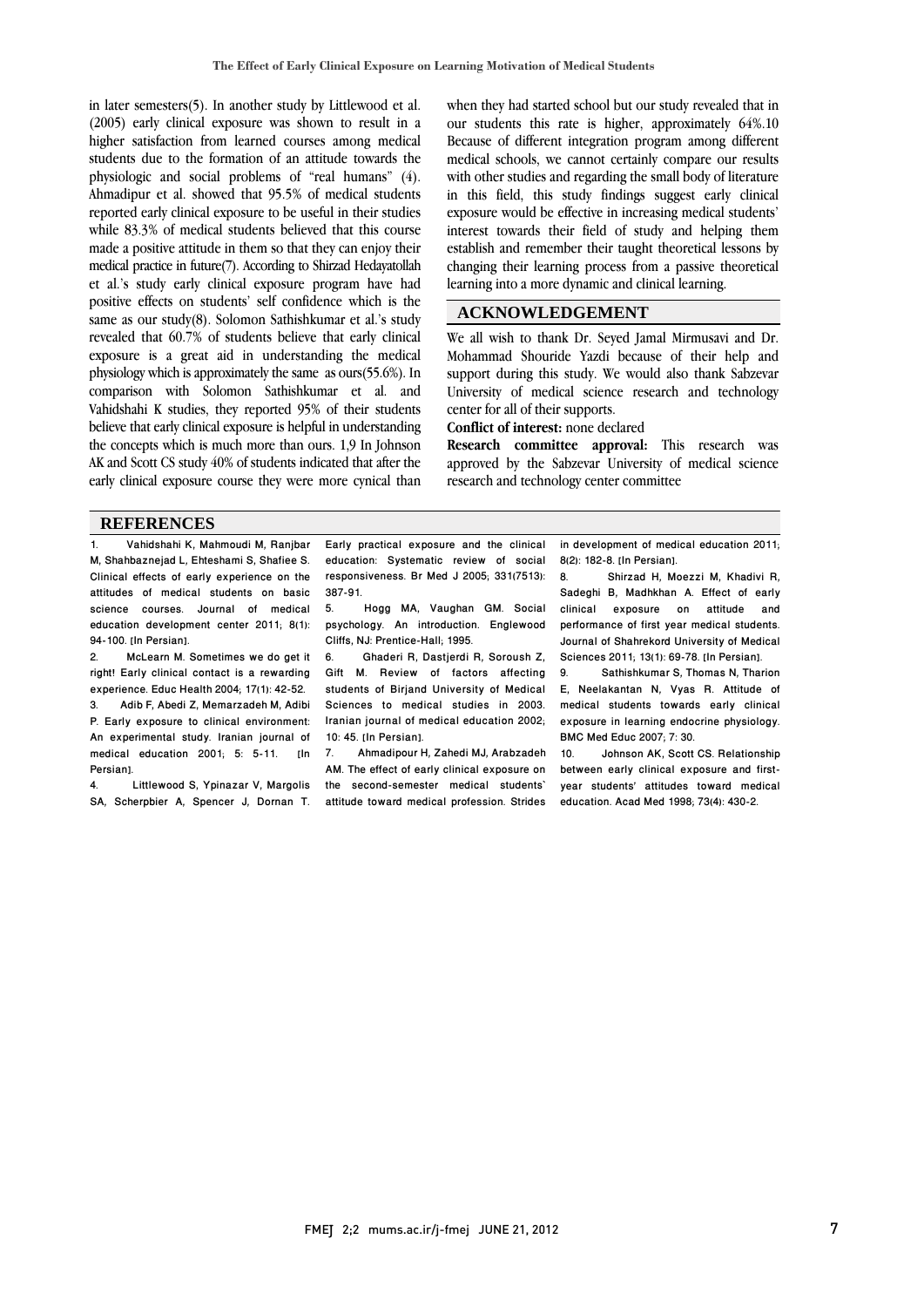in later semesters(5). In another study by Littlewood et al. (2005) early clinical exposure was shown to result in a higher satisfaction from learned courses among medical students due to the formation of an attitude towards the physiologic and social problems of "real humans" (4). Ahmadipur et al. showed that 95.5% of medical students reported early clinical exposure to be useful in their studies while 83.3% of medical students believed that this course made a positive attitude in them so that they can enjoy their medical practice in future(7). According to Shirzad Hedayatollah et al.'s study early clinical exposure program have had positive effects on students' self confidence which is the same as our study(8). Solomon Sathishkumar et al.'s study revealed that 60.7% of students believe that early clinical exposure is a great aid in understanding the medical physiology which is approximately the same as ours(55.6%). In comparison with Solomon Sathishkumar et al. and Vahidshahi K studies, they reported 95% of their students believe that early clinical exposure is helpful in understanding the concepts which is much more than ours. 1,9 In Johnson AK and Scott CS study 40% of students indicated that after the early clinical exposure course they were more cynical than when they had started school but our study revealed that in our students this rate is higher, approximately 64%.10 Because of different integration program among different medical schools, we cannot certainly compare our results with other studies and regarding the small body of literature in this field, this study findings suggest early clinical exposure would be effective in increasing medical students' interest towards their field of study and helping them establish and remember their taught theoretical lessons by changing their learning process from a passive theoretical learning into a more dynamic and clinical learning.

## ACKNOWLEDGEMENT

We all wish to thank Dr. Seyed Jamal Mirmusavi and Dr. Mohammad Shouride Yazdi because of their help and support during this study. We would also thank Sabzevar University of medical science research and technology center for all of their supports.

**Conflict of interest:** none declared

**Research committee approval:** This research was approved by the Sabzevar University of medical science research and technology center committee

## REFERENCES

1. Vahidshahi K, Mahmoudi M, Ranjbar M, Shahbaznejad L, Ehteshami S, Shafiee S. Clinical effects of early experience on the attitudes of medical students on basic science courses. Journal of medical education development center 2011; 8(1): 94-100. [In Persian].
2. McLearn M. Sometimes we do get it right! Early clinical contact is a rewarding experience. Educ Health 2004; 17(1): 42-52.
3. Adib F, Abedi Z, Memarzadeh M, Adibi P. Early exposure to clinical environment: An experimental study. Iranian journal of medical education 2001; 5: 5-11. [In Persian].
4. Littlewood S, Ypinazar V, Margolis SA, Scherpbier A, Spencer J, Dornan T. Early practical exposure and the clinical education: Systematic review of social responsiveness. Br Med J 2005; 331(7513): 387-91.
5. Hogg MA, Vaughan GM. Social psychology. An introduction. Englewood Cliffs, NJ: Prentice-Hall; 1995.
6. Ghaderi R, Dastjerdi R, Soroush Z, Gift M. Review of factors affecting students of Birjand University of Medical Sciences to medical studies in 2003. Iranian journal of medical education 2002; 10: 45. [In Persian].
7. Ahmadipour H, Zahedi MJ, Arabzadeh AM. The effect of early clinical exposure on the second-semester medical students` attitude toward medical profession. Strides in development of medical education 2011; 8(2): 182-8. [In Persian].
8. Shirzad H, Moezzi M, Khadivi R, Sadeghi B, Madhkhan A. Effect of early clinical exposure on attitude and performance of first year medical students. Journal of Shahrekord University of Medical Sciences 2011; 13(1): 69-78. [In Persian].
9. Sathishkumar S, Thomas N, Tharion E, Neelakantan N, Vyas R. Attitude of medical students towards early clinical exposure in learning endocrine physiology. BMC Med Educ 2007; 7: 30.
10. Johnson AK, Scott CS. Relationship between early clinical exposure and first-year students' attitudes toward medical education. Acad Med 1998; 73(4): 430-2.